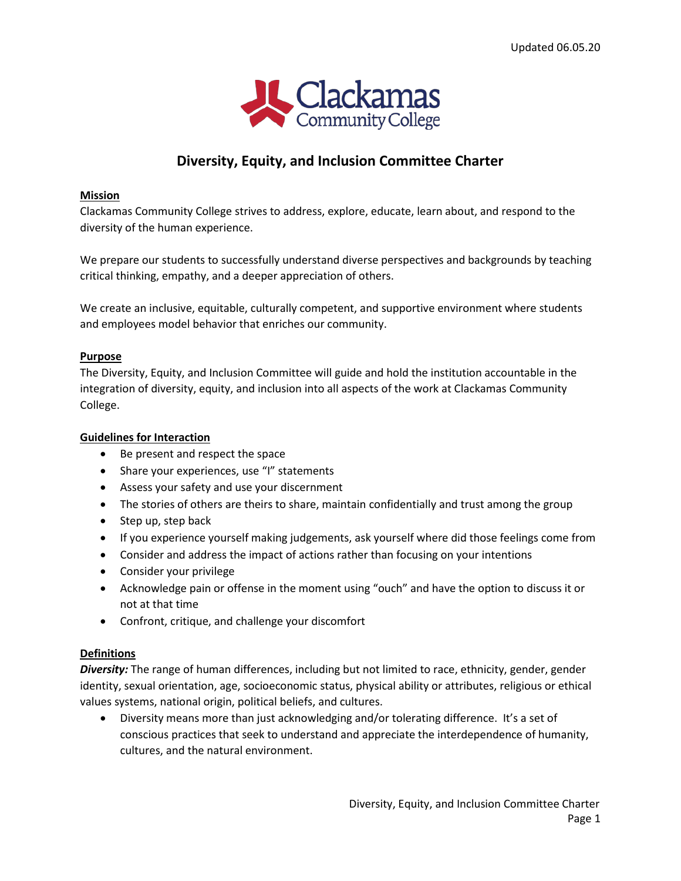Updated 06.05.20

Clackamas Community College

# Diversity, Equity, and Inclusion Committee Charter

## Mission

Clackamas Community College strives to address, explore, educate, learn about, and respond to the diversity of the human experience.

We prepare our students to successfully understand diverse perspectives and backgrounds by teaching critical thinking, empathy, and a deeper appreciation of others.

We create an inclusive, equitable, culturally competent, and supportive environment where students and employees model behavior that enriches our community.

## Purpose

The Diversity, Equity, and Inclusion Committee will guide and hold the institution accountable in the integration of diversity, equity, and inclusion into all aspects of the work at Clackamas Community College.

## Guidelines for Interaction

- Be present and respect the space
- Share your experiences, use "I" statements
- Assess your safety and use your discernment
- The stories of others are theirs to share, maintain confidentially and trust among the group
- Step up, step back
- If you experience yourself making judgements, ask yourself where did those feelings come from
- Consider and address the impact of actions rather than focusing on your intentions
- Consider your privilege
- Acknowledge pain or offense in the moment using "ouch" and have the option to discuss it or not at that time
- Confront, critique, and challenge your discomfort

## Definitions

***Diversity:*** The range of human differences, including but not limited to race, ethnicity, gender, gender identity, sexual orientation, age, socioeconomic status, physical ability or attributes, religious or ethical values systems, national origin, political beliefs, and cultures.

- Diversity means more than just acknowledging and/or tolerating difference. It's a set of conscious practices that seek to understand and appreciate the interdependence of humanity, cultures, and the natural environment.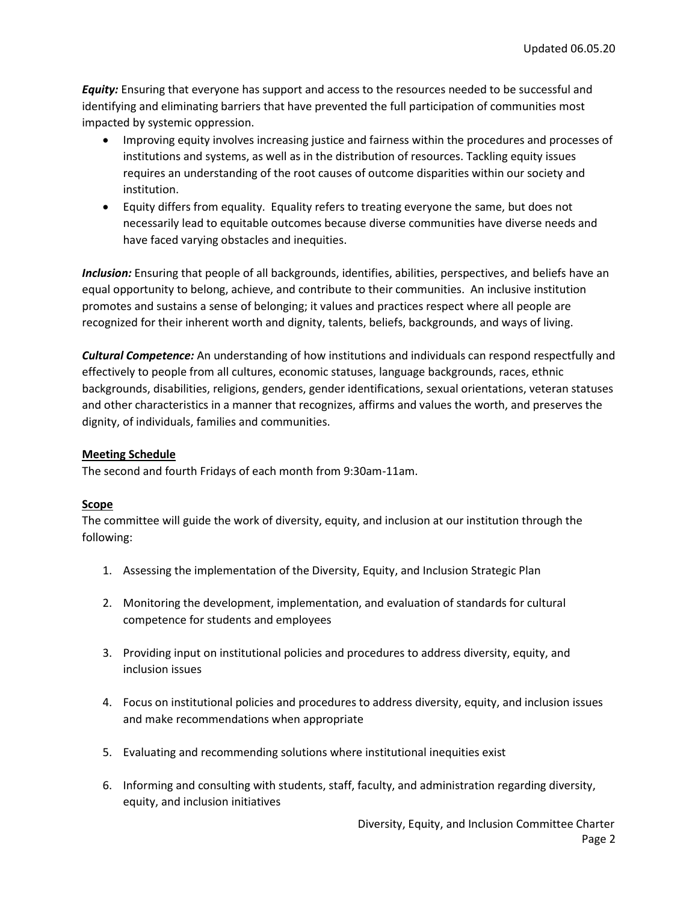***Equity:*** Ensuring that everyone has support and access to the resources needed to be successful and identifying and eliminating barriers that have prevented the full participation of communities most impacted by systemic oppression.

- Improving equity involves increasing justice and fairness within the procedures and processes of institutions and systems, as well as in the distribution of resources. Tackling equity issues requires an understanding of the root causes of outcome disparities within our society and institution.
- Equity differs from equality. Equality refers to treating everyone the same, but does not necessarily lead to equitable outcomes because diverse communities have diverse needs and have faced varying obstacles and inequities.

***Inclusion:*** Ensuring that people of all backgrounds, identifies, abilities, perspectives, and beliefs have an equal opportunity to belong, achieve, and contribute to their communities. An inclusive institution promotes and sustains a sense of belonging; it values and practices respect where all people are recognized for their inherent worth and dignity, talents, beliefs, backgrounds, and ways of living.

***Cultural Competence:*** An understanding of how institutions and individuals can respond respectfully and effectively to people from all cultures, economic statuses, language backgrounds, races, ethnic backgrounds, disabilities, religions, genders, gender identifications, sexual orientations, veteran statuses and other characteristics in a manner that recognizes, affirms and values the worth, and preserves the dignity, of individuals, families and communities.

**Meeting Schedule**

The second and fourth Fridays of each month from 9:30am-11am.

**Scope**

The committee will guide the work of diversity, equity, and inclusion at our institution through the following:

1. Assessing the implementation of the Diversity, Equity, and Inclusion Strategic Plan
2. Monitoring the development, implementation, and evaluation of standards for cultural competence for students and employees
3. Providing input on institutional policies and procedures to address diversity, equity, and inclusion issues
4. Focus on institutional policies and procedures to address diversity, equity, and inclusion issues and make recommendations when appropriate
5. Evaluating and recommending solutions where institutional inequities exist
6. Informing and consulting with students, staff, faculty, and administration regarding diversity, equity, and inclusion initiatives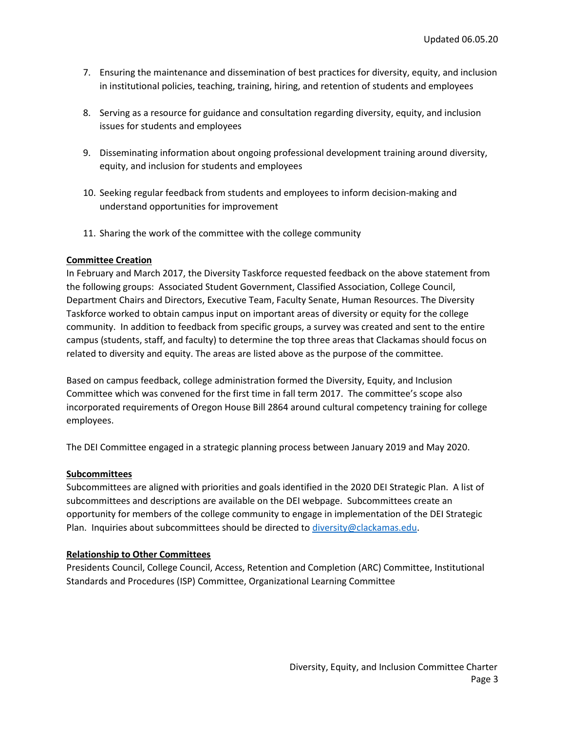7. Ensuring the maintenance and dissemination of best practices for diversity, equity, and inclusion in institutional policies, teaching, training, hiring, and retention of students and employees

8. Serving as a resource for guidance and consultation regarding diversity, equity, and inclusion issues for students and employees

9. Disseminating information about ongoing professional development training around diversity, equity, and inclusion for students and employees

10. Seeking regular feedback from students and employees to inform decision-making and understand opportunities for improvement

11. Sharing the work of the committee with the college community

**Committee Creation**

In February and March 2017, the Diversity Taskforce requested feedback on the above statement from the following groups: Associated Student Government, Classified Association, College Council, Department Chairs and Directors, Executive Team, Faculty Senate, Human Resources. The Diversity Taskforce worked to obtain campus input on important areas of diversity or equity for the college community. In addition to feedback from specific groups, a survey was created and sent to the entire campus (students, staff, and faculty) to determine the top three areas that Clackamas should focus on related to diversity and equity. The areas are listed above as the purpose of the committee.

Based on campus feedback, college administration formed the Diversity, Equity, and Inclusion Committee which was convened for the first time in fall term 2017. The committee's scope also incorporated requirements of Oregon House Bill 2864 around cultural competency training for college employees.

The DEI Committee engaged in a strategic planning process between January 2019 and May 2020.

**Subcommittees**

Subcommittees are aligned with priorities and goals identified in the 2020 DEI Strategic Plan. A list of subcommittees and descriptions are available on the DEI webpage. Subcommittees create an opportunity for members of the college community to engage in implementation of the DEI Strategic Plan. Inquiries about subcommittees should be directed to diversity@clackamas.edu.

**Relationship to Other Committees**

Presidents Council, College Council, Access, Retention and Completion (ARC) Committee, Institutional Standards and Procedures (ISP) Committee, Organizational Learning Committee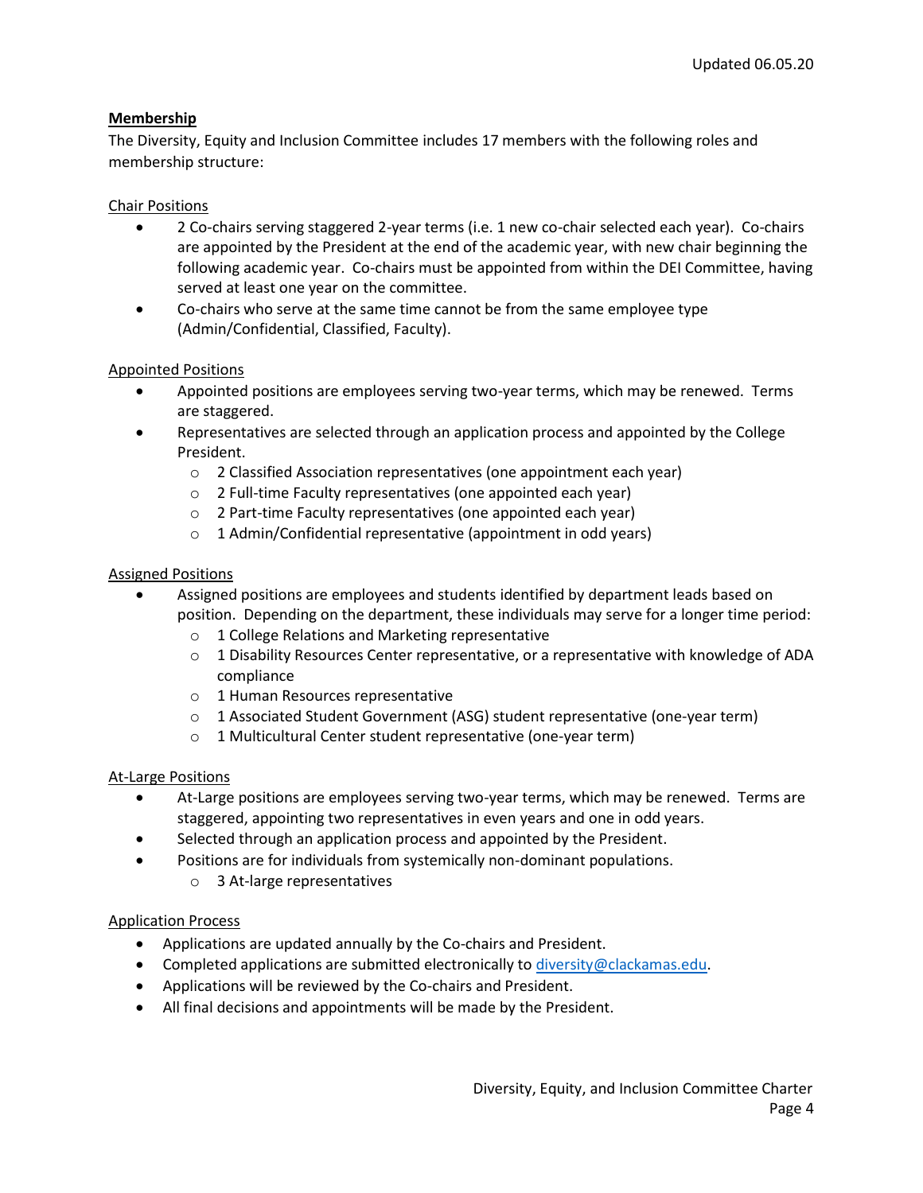## Membership

The Diversity, Equity and Inclusion Committee includes 17 members with the following roles and membership structure:

### Chair Positions

- 2 Co-chairs serving staggered 2-year terms (i.e. 1 new co-chair selected each year). Co-chairs are appointed by the President at the end of the academic year, with new chair beginning the following academic year. Co-chairs must be appointed from within the DEI Committee, having served at least one year on the committee.
- Co-chairs who serve at the same time cannot be from the same employee type (Admin/Confidential, Classified, Faculty).

### Appointed Positions

- Appointed positions are employees serving two-year terms, which may be renewed. Terms are staggered.
- Representatives are selected through an application process and appointed by the College President.
  - 2 Classified Association representatives (one appointment each year)
  - 2 Full-time Faculty representatives (one appointed each year)
  - 2 Part-time Faculty representatives (one appointed each year)
  - 1 Admin/Confidential representative (appointment in odd years)

### Assigned Positions

- Assigned positions are employees and students identified by department leads based on position. Depending on the department, these individuals may serve for a longer time period:
  - 1 College Relations and Marketing representative
  - 1 Disability Resources Center representative, or a representative with knowledge of ADA compliance
  - 1 Human Resources representative
  - 1 Associated Student Government (ASG) student representative (one-year term)
  - 1 Multicultural Center student representative (one-year term)

### At-Large Positions

- At-Large positions are employees serving two-year terms, which may be renewed. Terms are staggered, appointing two representatives in even years and one in odd years.
- Selected through an application process and appointed by the President.
- Positions are for individuals from systemically non-dominant populations.
  - 3 At-large representatives

### Application Process

- Applications are updated annually by the Co-chairs and President.
- Completed applications are submitted electronically to diversity@clackamas.edu.
- Applications will be reviewed by the Co-chairs and President.
- All final decisions and appointments will be made by the President.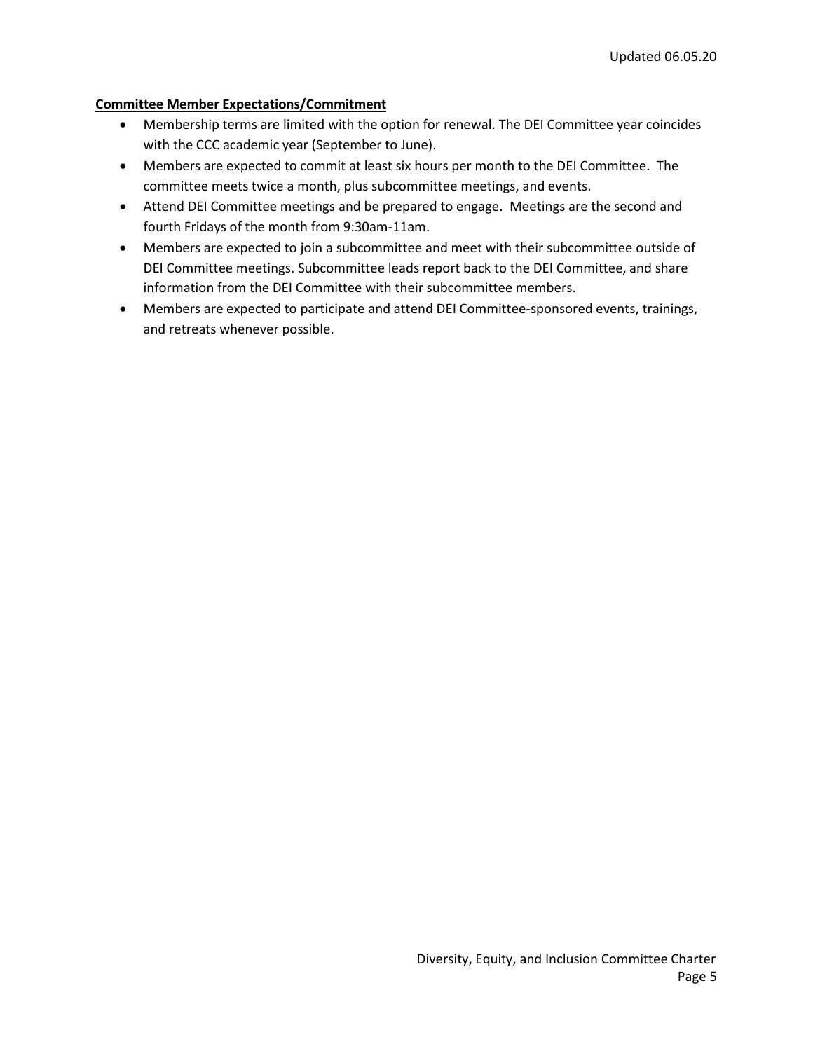**Committee Member Expectations/Commitment**

- Membership terms are limited with the option for renewal. The DEI Committee year coincides with the CCC academic year (September to June).
- Members are expected to commit at least six hours per month to the DEI Committee. The committee meets twice a month, plus subcommittee meetings, and events.
- Attend DEI Committee meetings and be prepared to engage. Meetings are the second and fourth Fridays of the month from 9:30am-11am.
- Members are expected to join a subcommittee and meet with their subcommittee outside of DEI Committee meetings. Subcommittee leads report back to the DEI Committee, and share information from the DEI Committee with their subcommittee members.
- Members are expected to participate and attend DEI Committee-sponsored events, trainings, and retreats whenever possible.